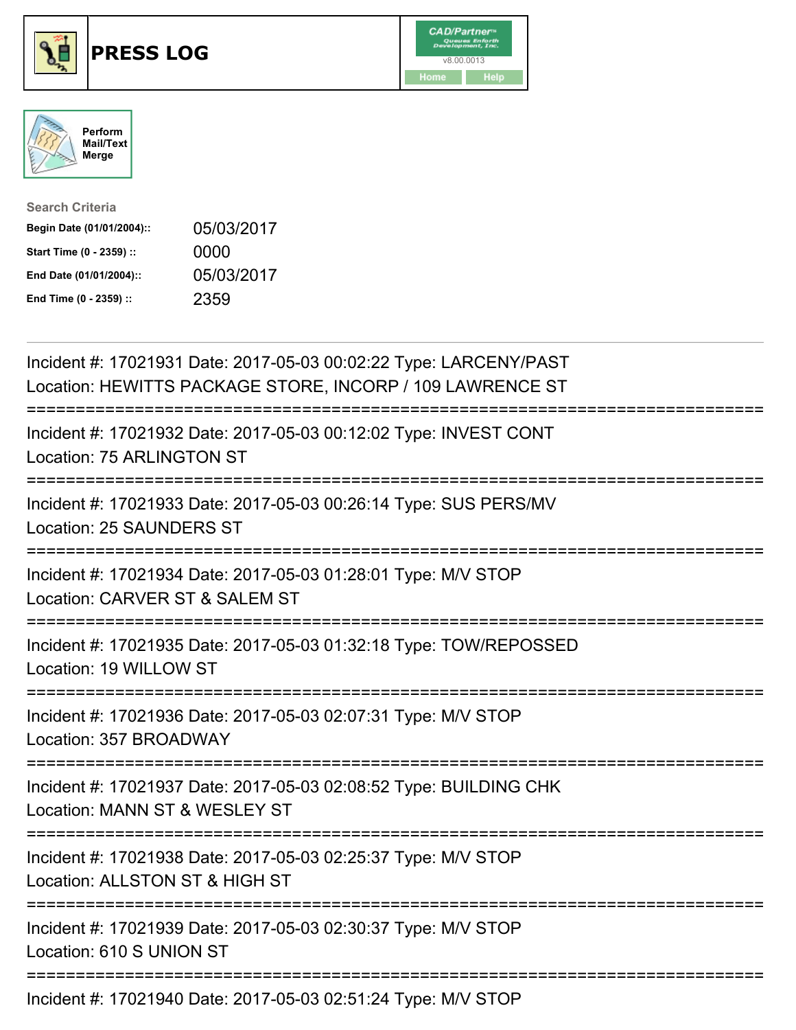# PRESS LOG

v8.00.0013

Home Help

Perform Mail/Text Merge

**Search Criteria**

| | |
|---|---|
| **Begin Date (01/01/2004)::** | 05/03/2017 |
| **Start Time (0 - 2359) ::** | 0000 |
| **End Date (01/01/2004)::** | 05/03/2017 |
| **End Time (0 - 2359) ::** | 2359 |

Incident #: 17021931 Date: 2017-05-03 00:02:22 Type: LARCENY/PAST
Location: HEWITTS PACKAGE STORE, INCORP / 109 LAWRENCE ST

===========================================================================

Incident #: 17021932 Date: 2017-05-03 00:12:02 Type: INVEST CONT
Location: 75 ARLINGTON ST

===========================================================================

Incident #: 17021933 Date: 2017-05-03 00:26:14 Type: SUS PERS/MV
Location: 25 SAUNDERS ST

===========================================================================

Incident #: 17021934 Date: 2017-05-03 01:28:01 Type: M/V STOP
Location: CARVER ST & SALEM ST

===========================================================================

Incident #: 17021935 Date: 2017-05-03 01:32:18 Type: TOW/REPOSSED
Location: 19 WILLOW ST

===========================================================================

Incident #: 17021936 Date: 2017-05-03 02:07:31 Type: M/V STOP
Location: 357 BROADWAY

===========================================================================

Incident #: 17021937 Date: 2017-05-03 02:08:52 Type: BUILDING CHK
Location: MANN ST & WESLEY ST

===========================================================================

Incident #: 17021938 Date: 2017-05-03 02:25:37 Type: M/V STOP
Location: ALLSTON ST & HIGH ST

===========================================================================

Incident #: 17021939 Date: 2017-05-03 02:30:37 Type: M/V STOP
Location: 610 S UNION ST

===========================================================================

Incident #: 17021940 Date: 2017-05-03 02:51:24 Type: M/V STOP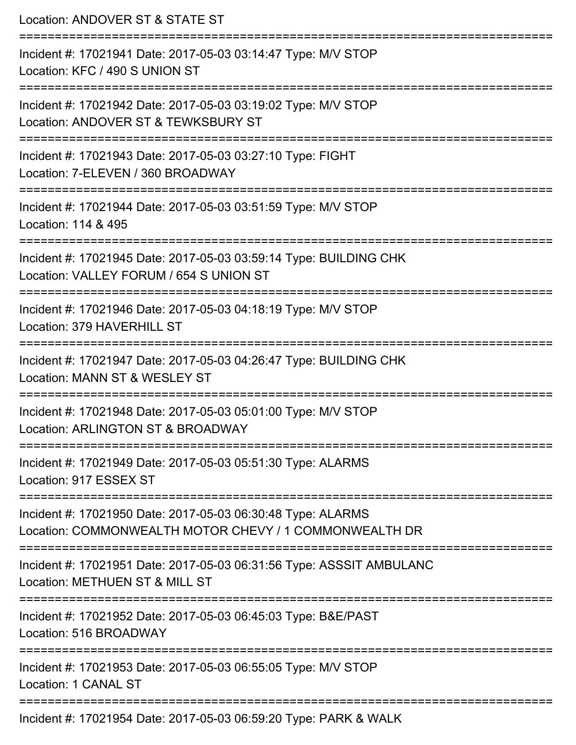Location: ANDOVER ST & STATE ST

===========================================================================

Incident #: 17021941 Date: 2017-05-03 03:14:47 Type: M/V STOP
Location: KFC / 490 S UNION ST

===========================================================================

Incident #: 17021942 Date: 2017-05-03 03:19:02 Type: M/V STOP
Location: ANDOVER ST & TEWKSBURY ST

===========================================================================

Incident #: 17021943 Date: 2017-05-03 03:27:10 Type: FIGHT
Location: 7-ELEVEN / 360 BROADWAY

===========================================================================

Incident #: 17021944 Date: 2017-05-03 03:51:59 Type: M/V STOP
Location: 114 & 495

===========================================================================

Incident #: 17021945 Date: 2017-05-03 03:59:14 Type: BUILDING CHK
Location: VALLEY FORUM / 654 S UNION ST

===========================================================================

Incident #: 17021946 Date: 2017-05-03 04:18:19 Type: M/V STOP
Location: 379 HAVERHILL ST

===========================================================================

Incident #: 17021947 Date: 2017-05-03 04:26:47 Type: BUILDING CHK
Location: MANN ST & WESLEY ST

===========================================================================

Incident #: 17021948 Date: 2017-05-03 05:01:00 Type: M/V STOP
Location: ARLINGTON ST & BROADWAY

===========================================================================

Incident #: 17021949 Date: 2017-05-03 05:51:30 Type: ALARMS
Location: 917 ESSEX ST

===========================================================================

Incident #: 17021950 Date: 2017-05-03 06:30:48 Type: ALARMS
Location: COMMONWEALTH MOTOR CHEVY / 1 COMMONWEALTH DR

===========================================================================

Incident #: 17021951 Date: 2017-05-03 06:31:56 Type: ASSSIT AMBULANC
Location: METHUEN ST & MILL ST

===========================================================================

Incident #: 17021952 Date: 2017-05-03 06:45:03 Type: B&E/PAST
Location: 516 BROADWAY

===========================================================================

Incident #: 17021953 Date: 2017-05-03 06:55:05 Type: M/V STOP
Location: 1 CANAL ST

===========================================================================

Incident #: 17021954 Date: 2017-05-03 06:59:20 Type: PARK & WALK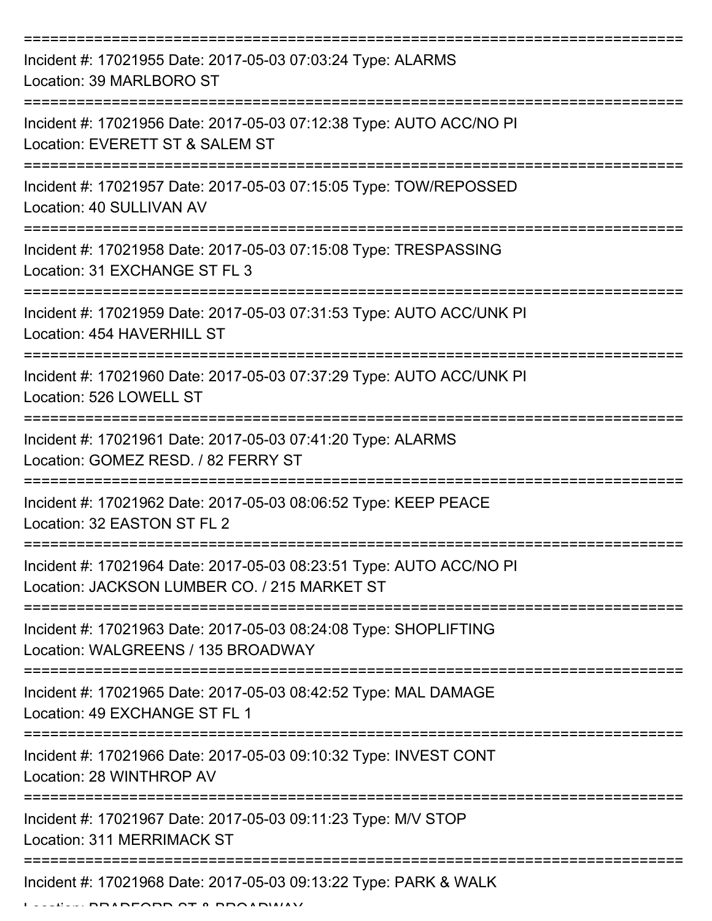===========================================================================

Incident #: 17021955 Date: 2017-05-03 07:03:24 Type: ALARMS
Location: 39 MARLBORO ST

===========================================================================

Incident #: 17021956 Date: 2017-05-03 07:12:38 Type: AUTO ACC/NO PI
Location: EVERETT ST & SALEM ST

===========================================================================

Incident #: 17021957 Date: 2017-05-03 07:15:05 Type: TOW/REPOSSED
Location: 40 SULLIVAN AV

===========================================================================

Incident #: 17021958 Date: 2017-05-03 07:15:08 Type: TRESPASSING
Location: 31 EXCHANGE ST FL 3

===========================================================================

Incident #: 17021959 Date: 2017-05-03 07:31:53 Type: AUTO ACC/UNK PI
Location: 454 HAVERHILL ST

===========================================================================

Incident #: 17021960 Date: 2017-05-03 07:37:29 Type: AUTO ACC/UNK PI
Location: 526 LOWELL ST

===========================================================================

Incident #: 17021961 Date: 2017-05-03 07:41:20 Type: ALARMS
Location: GOMEZ RESD. / 82 FERRY ST

===========================================================================

Incident #: 17021962 Date: 2017-05-03 08:06:52 Type: KEEP PEACE
Location: 32 EASTON ST FL 2

===========================================================================

Incident #: 17021964 Date: 2017-05-03 08:23:51 Type: AUTO ACC/NO PI
Location: JACKSON LUMBER CO. / 215 MARKET ST

===========================================================================

Incident #: 17021963 Date: 2017-05-03 08:24:08 Type: SHOPLIFTING
Location: WALGREENS / 135 BROADWAY

===========================================================================

Incident #: 17021965 Date: 2017-05-03 08:42:52 Type: MAL DAMAGE
Location: 49 EXCHANGE ST FL 1

===========================================================================

Incident #: 17021966 Date: 2017-05-03 09:10:32 Type: INVEST CONT
Location: 28 WINTHROP AV

===========================================================================

Incident #: 17021967 Date: 2017-05-03 09:11:23 Type: M/V STOP
Location: 311 MERRIMACK ST

===========================================================================

Incident #: 17021968 Date: 2017-05-03 09:13:22 Type: PARK & WALK
Location: BRADFORD ST & BROADWAY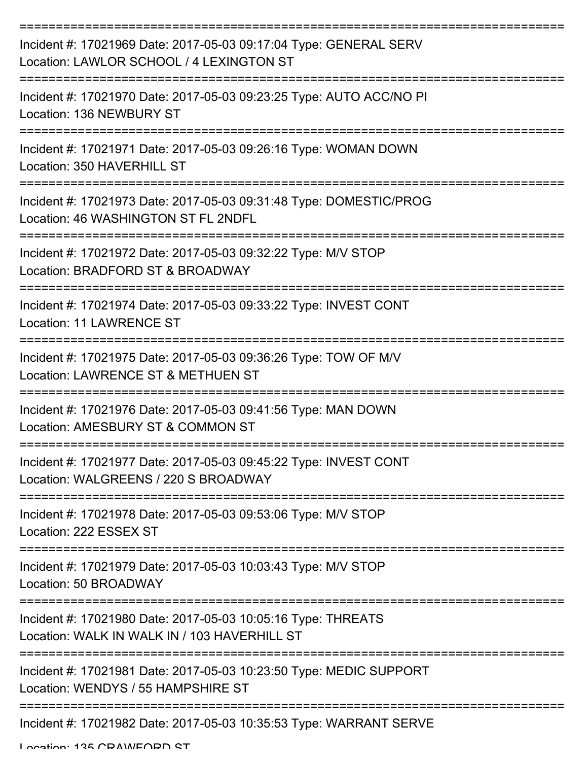===========================================================================

Incident #: 17021969 Date: 2017-05-03 09:17:04 Type: GENERAL SERV
Location: LAWLOR SCHOOL / 4 LEXINGTON ST

===========================================================================

Incident #: 17021970 Date: 2017-05-03 09:23:25 Type: AUTO ACC/NO PI
Location: 136 NEWBURY ST

===========================================================================

Incident #: 17021971 Date: 2017-05-03 09:26:16 Type: WOMAN DOWN
Location: 350 HAVERHILL ST

===========================================================================

Incident #: 17021973 Date: 2017-05-03 09:31:48 Type: DOMESTIC/PROG
Location: 46 WASHINGTON ST FL 2NDFL

===========================================================================

Incident #: 17021972 Date: 2017-05-03 09:32:22 Type: M/V STOP
Location: BRADFORD ST & BROADWAY

===========================================================================

Incident #: 17021974 Date: 2017-05-03 09:33:22 Type: INVEST CONT
Location: 11 LAWRENCE ST

===========================================================================

Incident #: 17021975 Date: 2017-05-03 09:36:26 Type: TOW OF M/V
Location: LAWRENCE ST & METHUEN ST

===========================================================================

Incident #: 17021976 Date: 2017-05-03 09:41:56 Type: MAN DOWN
Location: AMESBURY ST & COMMON ST

===========================================================================

Incident #: 17021977 Date: 2017-05-03 09:45:22 Type: INVEST CONT
Location: WALGREENS / 220 S BROADWAY

===========================================================================

Incident #: 17021978 Date: 2017-05-03 09:53:06 Type: M/V STOP
Location: 222 ESSEX ST

===========================================================================

Incident #: 17021979 Date: 2017-05-03 10:03:43 Type: M/V STOP
Location: 50 BROADWAY

===========================================================================

Incident #: 17021980 Date: 2017-05-03 10:05:16 Type: THREATS
Location: WALK IN WALK IN / 103 HAVERHILL ST

===========================================================================

Incident #: 17021981 Date: 2017-05-03 10:23:50 Type: MEDIC SUPPORT
Location: WENDYS / 55 HAMPSHIRE ST

===========================================================================

Incident #: 17021982 Date: 2017-05-03 10:35:53 Type: WARRANT SERVE
Location: 135 CRAWFORD ST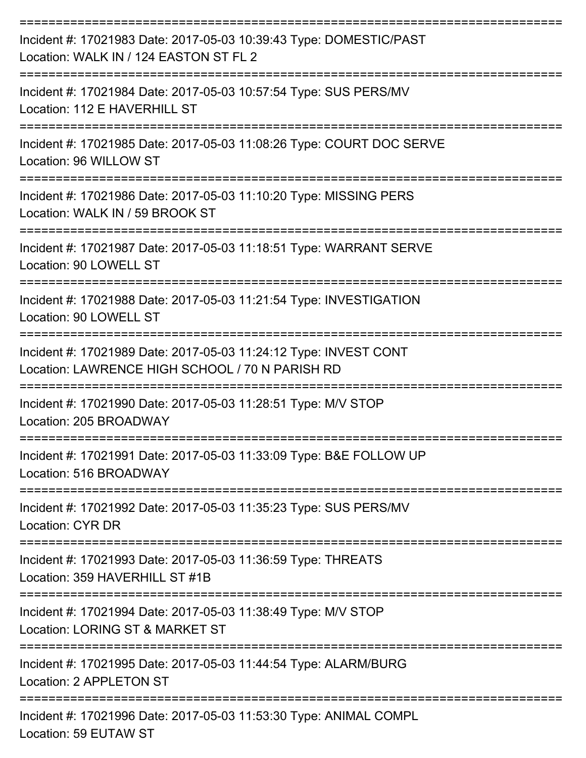===========================================================================

Incident #: 17021983 Date: 2017-05-03 10:39:43 Type: DOMESTIC/PAST
Location: WALK IN / 124 EASTON ST FL 2

===========================================================================

Incident #: 17021984 Date: 2017-05-03 10:57:54 Type: SUS PERS/MV
Location: 112 E HAVERHILL ST

===========================================================================

Incident #: 17021985 Date: 2017-05-03 11:08:26 Type: COURT DOC SERVE
Location: 96 WILLOW ST

===========================================================================

Incident #: 17021986 Date: 2017-05-03 11:10:20 Type: MISSING PERS
Location: WALK IN / 59 BROOK ST

===========================================================================

Incident #: 17021987 Date: 2017-05-03 11:18:51 Type: WARRANT SERVE
Location: 90 LOWELL ST

===========================================================================

Incident #: 17021988 Date: 2017-05-03 11:21:54 Type: INVESTIGATION
Location: 90 LOWELL ST

===========================================================================

Incident #: 17021989 Date: 2017-05-03 11:24:12 Type: INVEST CONT
Location: LAWRENCE HIGH SCHOOL / 70 N PARISH RD

===========================================================================

Incident #: 17021990 Date: 2017-05-03 11:28:51 Type: M/V STOP
Location: 205 BROADWAY

===========================================================================

Incident #: 17021991 Date: 2017-05-03 11:33:09 Type: B&E FOLLOW UP
Location: 516 BROADWAY

===========================================================================

Incident #: 17021992 Date: 2017-05-03 11:35:23 Type: SUS PERS/MV
Location: CYR DR

===========================================================================

Incident #: 17021993 Date: 2017-05-03 11:36:59 Type: THREATS
Location: 359 HAVERHILL ST #1B

===========================================================================

Incident #: 17021994 Date: 2017-05-03 11:38:49 Type: M/V STOP
Location: LORING ST & MARKET ST

===========================================================================

Incident #: 17021995 Date: 2017-05-03 11:44:54 Type: ALARM/BURG
Location: 2 APPLETON ST

===========================================================================

Incident #: 17021996 Date: 2017-05-03 11:53:30 Type: ANIMAL COMPL
Location: 59 EUTAW ST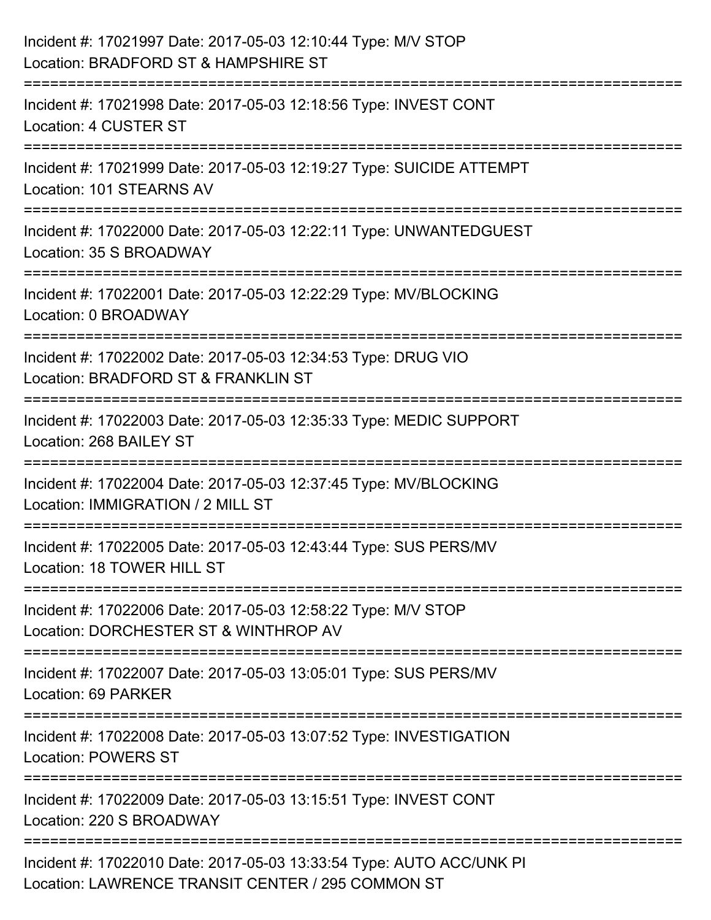Incident #: 17021997 Date: 2017-05-03 12:10:44 Type: M/V STOP
Location: BRADFORD ST & HAMPSHIRE ST

===========================================================================

Incident #: 17021998 Date: 2017-05-03 12:18:56 Type: INVEST CONT
Location: 4 CUSTER ST

===========================================================================

Incident #: 17021999 Date: 2017-05-03 12:19:27 Type: SUICIDE ATTEMPT
Location: 101 STEARNS AV

===========================================================================

Incident #: 17022000 Date: 2017-05-03 12:22:11 Type: UNWANTEDGUEST
Location: 35 S BROADWAY

===========================================================================

Incident #: 17022001 Date: 2017-05-03 12:22:29 Type: MV/BLOCKING
Location: 0 BROADWAY

===========================================================================

Incident #: 17022002 Date: 2017-05-03 12:34:53 Type: DRUG VIO
Location: BRADFORD ST & FRANKLIN ST

===========================================================================

Incident #: 17022003 Date: 2017-05-03 12:35:33 Type: MEDIC SUPPORT
Location: 268 BAILEY ST

===========================================================================

Incident #: 17022004 Date: 2017-05-03 12:37:45 Type: MV/BLOCKING
Location: IMMIGRATION / 2 MILL ST

===========================================================================

Incident #: 17022005 Date: 2017-05-03 12:43:44 Type: SUS PERS/MV
Location: 18 TOWER HILL ST

===========================================================================

Incident #: 17022006 Date: 2017-05-03 12:58:22 Type: M/V STOP
Location: DORCHESTER ST & WINTHROP AV

===========================================================================

Incident #: 17022007 Date: 2017-05-03 13:05:01 Type: SUS PERS/MV
Location: 69 PARKER

===========================================================================

Incident #: 17022008 Date: 2017-05-03 13:07:52 Type: INVESTIGATION
Location: POWERS ST

===========================================================================

Incident #: 17022009 Date: 2017-05-03 13:15:51 Type: INVEST CONT
Location: 220 S BROADWAY

===========================================================================

Incident #: 17022010 Date: 2017-05-03 13:33:54 Type: AUTO ACC/UNK PI
Location: LAWRENCE TRANSIT CENTER / 295 COMMON ST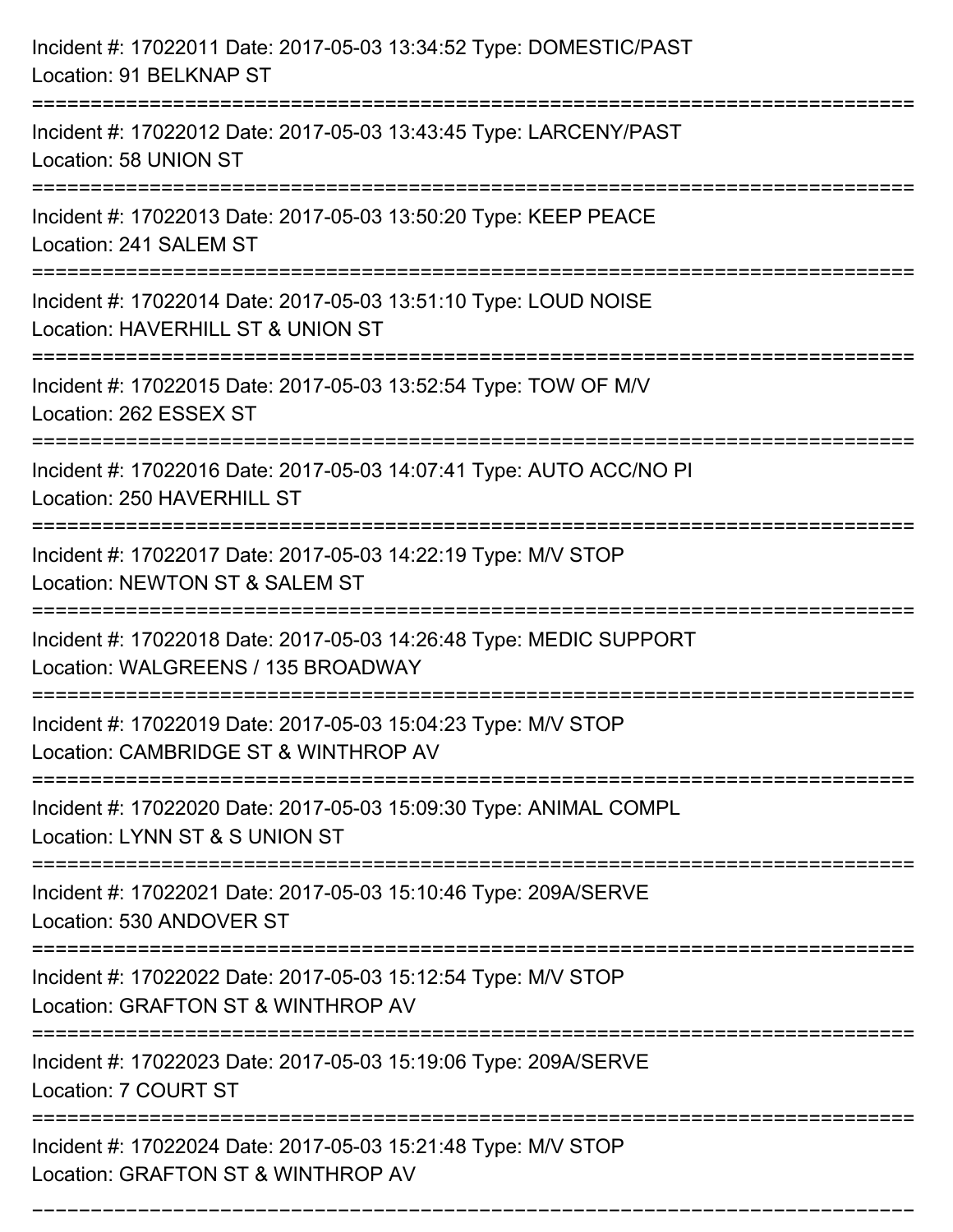Incident #: 17022011 Date: 2017-05-03 13:34:52 Type: DOMESTIC/PAST
Location: 91 BELKNAP ST

===========================================================================

Incident #: 17022012 Date: 2017-05-03 13:43:45 Type: LARCENY/PAST
Location: 58 UNION ST

===========================================================================

Incident #: 17022013 Date: 2017-05-03 13:50:20 Type: KEEP PEACE
Location: 241 SALEM ST

===========================================================================

Incident #: 17022014 Date: 2017-05-03 13:51:10 Type: LOUD NOISE
Location: HAVERHILL ST & UNION ST

===========================================================================

Incident #: 17022015 Date: 2017-05-03 13:52:54 Type: TOW OF M/V
Location: 262 ESSEX ST

===========================================================================

Incident #: 17022016 Date: 2017-05-03 14:07:41 Type: AUTO ACC/NO PI
Location: 250 HAVERHILL ST

===========================================================================

Incident #: 17022017 Date: 2017-05-03 14:22:19 Type: M/V STOP
Location: NEWTON ST & SALEM ST

===========================================================================

Incident #: 17022018 Date: 2017-05-03 14:26:48 Type: MEDIC SUPPORT
Location: WALGREENS / 135 BROADWAY

===========================================================================

Incident #: 17022019 Date: 2017-05-03 15:04:23 Type: M/V STOP
Location: CAMBRIDGE ST & WINTHROP AV

===========================================================================

Incident #: 17022020 Date: 2017-05-03 15:09:30 Type: ANIMAL COMPL
Location: LYNN ST & S UNION ST

===========================================================================

Incident #: 17022021 Date: 2017-05-03 15:10:46 Type: 209A/SERVE
Location: 530 ANDOVER ST

===========================================================================

Incident #: 17022022 Date: 2017-05-03 15:12:54 Type: M/V STOP
Location: GRAFTON ST & WINTHROP AV

===========================================================================

Incident #: 17022023 Date: 2017-05-03 15:19:06 Type: 209A/SERVE
Location: 7 COURT ST

===========================================================================

Incident #: 17022024 Date: 2017-05-03 15:21:48 Type: M/V STOP
Location: GRAFTON ST & WINTHROP AV

===========================================================================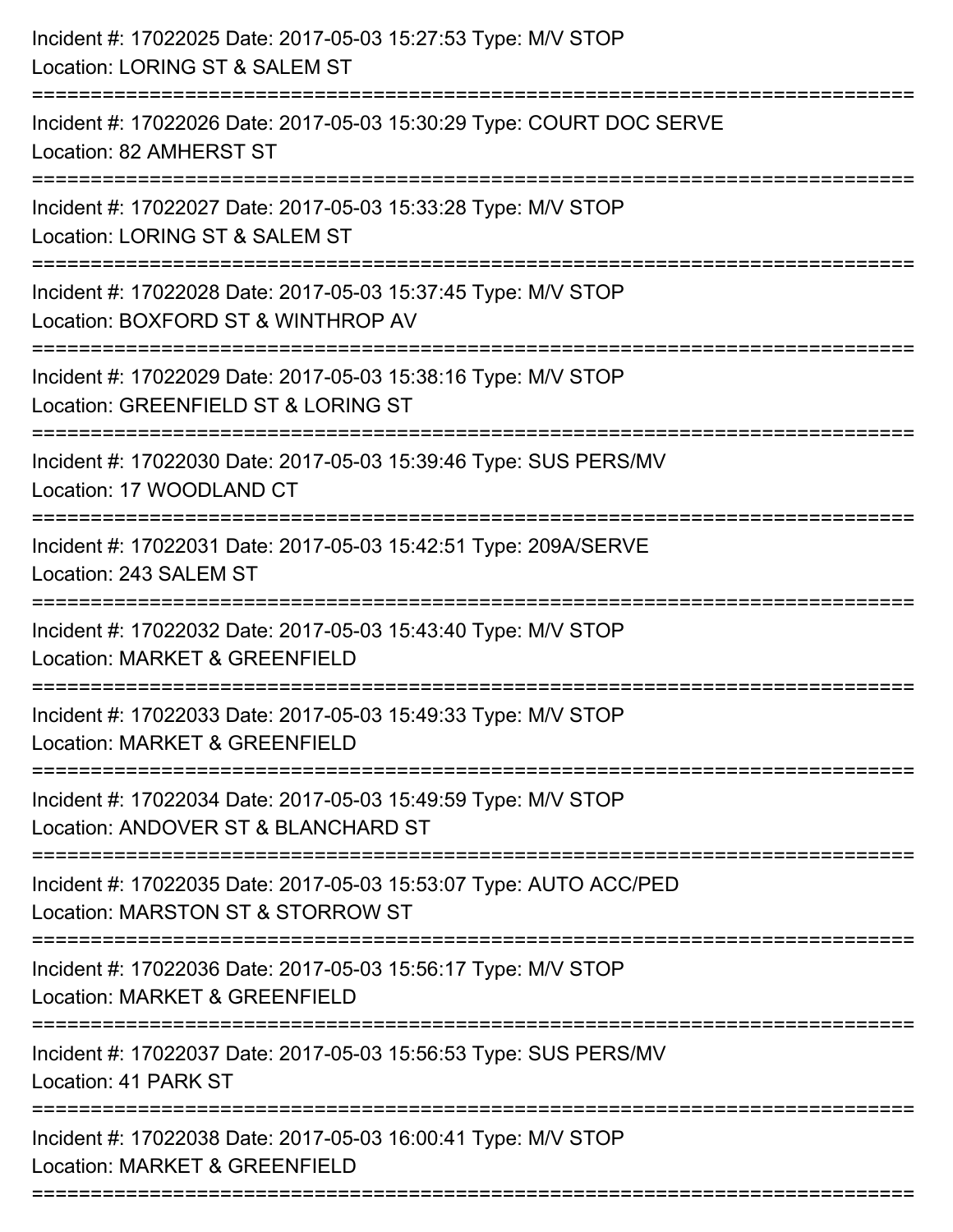Incident #: 17022025 Date: 2017-05-03 15:27:53 Type: M/V STOP
Location: LORING ST & SALEM ST

===========================================================================

Incident #: 17022026 Date: 2017-05-03 15:30:29 Type: COURT DOC SERVE
Location: 82 AMHERST ST

===========================================================================

Incident #: 17022027 Date: 2017-05-03 15:33:28 Type: M/V STOP
Location: LORING ST & SALEM ST

===========================================================================

Incident #: 17022028 Date: 2017-05-03 15:37:45 Type: M/V STOP
Location: BOXFORD ST & WINTHROP AV

===========================================================================

Incident #: 17022029 Date: 2017-05-03 15:38:16 Type: M/V STOP
Location: GREENFIELD ST & LORING ST

===========================================================================

Incident #: 17022030 Date: 2017-05-03 15:39:46 Type: SUS PERS/MV
Location: 17 WOODLAND CT

===========================================================================

Incident #: 17022031 Date: 2017-05-03 15:42:51 Type: 209A/SERVE
Location: 243 SALEM ST

===========================================================================

Incident #: 17022032 Date: 2017-05-03 15:43:40 Type: M/V STOP
Location: MARKET & GREENFIELD

===========================================================================

Incident #: 17022033 Date: 2017-05-03 15:49:33 Type: M/V STOP
Location: MARKET & GREENFIELD

===========================================================================

Incident #: 17022034 Date: 2017-05-03 15:49:59 Type: M/V STOP
Location: ANDOVER ST & BLANCHARD ST

===========================================================================

Incident #: 17022035 Date: 2017-05-03 15:53:07 Type: AUTO ACC/PED
Location: MARSTON ST & STORROW ST

===========================================================================

Incident #: 17022036 Date: 2017-05-03 15:56:17 Type: M/V STOP
Location: MARKET & GREENFIELD

===========================================================================

Incident #: 17022037 Date: 2017-05-03 15:56:53 Type: SUS PERS/MV
Location: 41 PARK ST

===========================================================================

Incident #: 17022038 Date: 2017-05-03 16:00:41 Type: M/V STOP
Location: MARKET & GREENFIELD

===========================================================================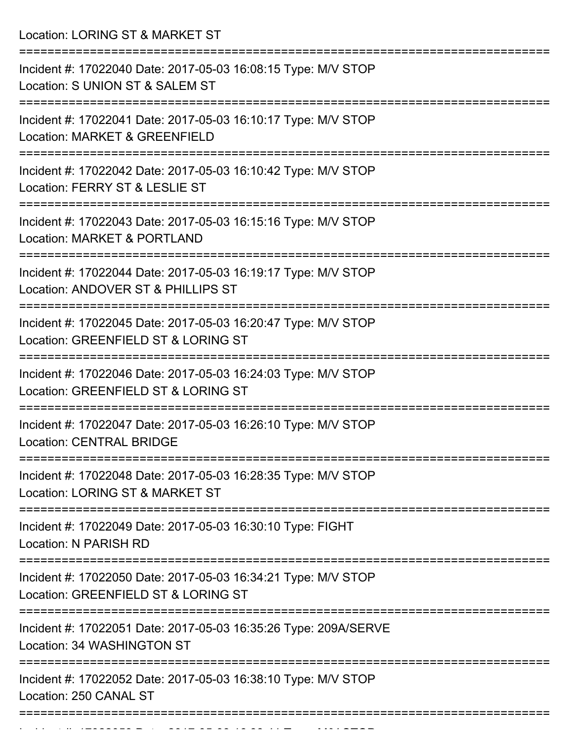Location: LORING ST & MARKET ST

===========================================================================

Incident #: 17022040 Date: 2017-05-03 16:08:15 Type: M/V STOP
Location: S UNION ST & SALEM ST

===========================================================================

Incident #: 17022041 Date: 2017-05-03 16:10:17 Type: M/V STOP
Location: MARKET & GREENFIELD

===========================================================================

Incident #: 17022042 Date: 2017-05-03 16:10:42 Type: M/V STOP
Location: FERRY ST & LESLIE ST

===========================================================================

Incident #: 17022043 Date: 2017-05-03 16:15:16 Type: M/V STOP
Location: MARKET & PORTLAND

===========================================================================

Incident #: 17022044 Date: 2017-05-03 16:19:17 Type: M/V STOP
Location: ANDOVER ST & PHILLIPS ST

===========================================================================

Incident #: 17022045 Date: 2017-05-03 16:20:47 Type: M/V STOP
Location: GREENFIELD ST & LORING ST

===========================================================================

Incident #: 17022046 Date: 2017-05-03 16:24:03 Type: M/V STOP
Location: GREENFIELD ST & LORING ST

===========================================================================

Incident #: 17022047 Date: 2017-05-03 16:26:10 Type: M/V STOP
Location: CENTRAL BRIDGE

===========================================================================

Incident #: 17022048 Date: 2017-05-03 16:28:35 Type: M/V STOP
Location: LORING ST & MARKET ST

===========================================================================

Incident #: 17022049 Date: 2017-05-03 16:30:10 Type: FIGHT
Location: N PARISH RD

===========================================================================

Incident #: 17022050 Date: 2017-05-03 16:34:21 Type: M/V STOP
Location: GREENFIELD ST & LORING ST

===========================================================================

Incident #: 17022051 Date: 2017-05-03 16:35:26 Type: 209A/SERVE
Location: 34 WASHINGTON ST

===========================================================================

Incident #: 17022052 Date: 2017-05-03 16:38:10 Type: M/V STOP
Location: 250 CANAL ST

===========================================================================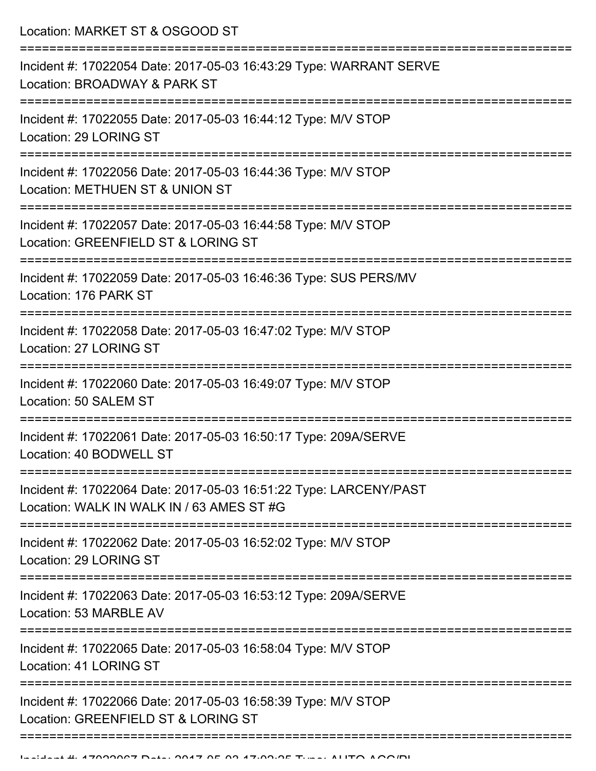Location: MARKET ST & OSGOOD ST

===========================================================================

Incident #: 17022054 Date: 2017-05-03 16:43:29 Type: WARRANT SERVE
Location: BROADWAY & PARK ST

===========================================================================

Incident #: 17022055 Date: 2017-05-03 16:44:12 Type: M/V STOP
Location: 29 LORING ST

===========================================================================

Incident #: 17022056 Date: 2017-05-03 16:44:36 Type: M/V STOP
Location: METHUEN ST & UNION ST

===========================================================================

Incident #: 17022057 Date: 2017-05-03 16:44:58 Type: M/V STOP
Location: GREENFIELD ST & LORING ST

===========================================================================

Incident #: 17022059 Date: 2017-05-03 16:46:36 Type: SUS PERS/MV
Location: 176 PARK ST

===========================================================================

Incident #: 17022058 Date: 2017-05-03 16:47:02 Type: M/V STOP
Location: 27 LORING ST

===========================================================================

Incident #: 17022060 Date: 2017-05-03 16:49:07 Type: M/V STOP
Location: 50 SALEM ST

===========================================================================

Incident #: 17022061 Date: 2017-05-03 16:50:17 Type: 209A/SERVE
Location: 40 BODWELL ST

===========================================================================

Incident #: 17022064 Date: 2017-05-03 16:51:22 Type: LARCENY/PAST
Location: WALK IN WALK IN / 63 AMES ST #G

===========================================================================

Incident #: 17022062 Date: 2017-05-03 16:52:02 Type: M/V STOP
Location: 29 LORING ST

===========================================================================

Incident #: 17022063 Date: 2017-05-03 16:53:12 Type: 209A/SERVE
Location: 53 MARBLE AV

===========================================================================

Incident #: 17022065 Date: 2017-05-03 16:58:04 Type: M/V STOP
Location: 41 LORING ST

===========================================================================

Incident #: 17022066 Date: 2017-05-03 16:58:39 Type: M/V STOP
Location: GREENFIELD ST & LORING ST

===========================================================================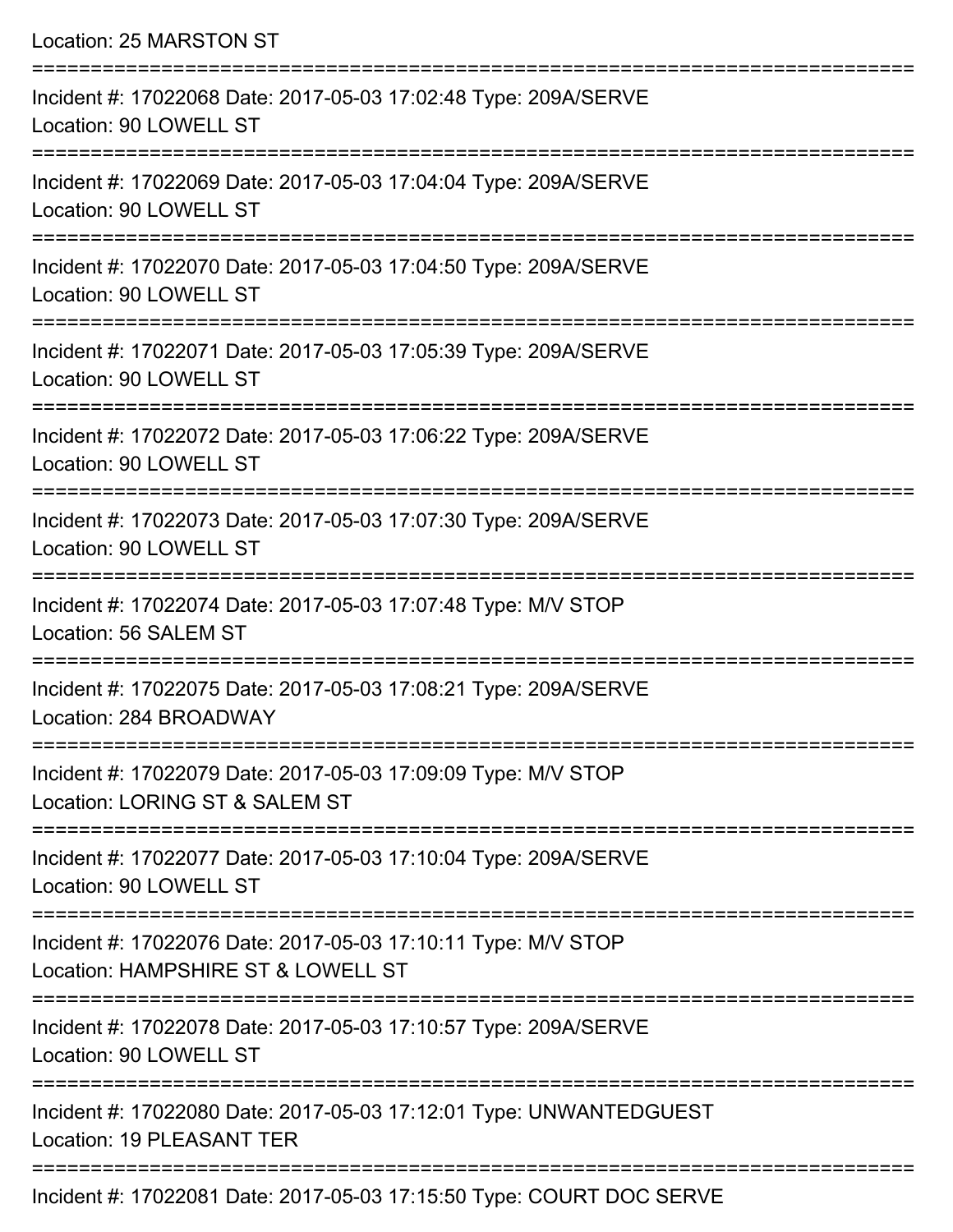Location: 25 MARSTON ST

===========================================================================

Incident #: 17022068 Date: 2017-05-03 17:02:48 Type: 209A/SERVE
Location: 90 LOWELL ST

===========================================================================

Incident #: 17022069 Date: 2017-05-03 17:04:04 Type: 209A/SERVE
Location: 90 LOWELL ST

===========================================================================

Incident #: 17022070 Date: 2017-05-03 17:04:50 Type: 209A/SERVE
Location: 90 LOWELL ST

===========================================================================

Incident #: 17022071 Date: 2017-05-03 17:05:39 Type: 209A/SERVE
Location: 90 LOWELL ST

===========================================================================

Incident #: 17022072 Date: 2017-05-03 17:06:22 Type: 209A/SERVE
Location: 90 LOWELL ST

===========================================================================

Incident #: 17022073 Date: 2017-05-03 17:07:30 Type: 209A/SERVE
Location: 90 LOWELL ST

===========================================================================

Incident #: 17022074 Date: 2017-05-03 17:07:48 Type: M/V STOP
Location: 56 SALEM ST

===========================================================================

Incident #: 17022075 Date: 2017-05-03 17:08:21 Type: 209A/SERVE
Location: 284 BROADWAY

===========================================================================

Incident #: 17022079 Date: 2017-05-03 17:09:09 Type: M/V STOP
Location: LORING ST & SALEM ST

===========================================================================

Incident #: 17022077 Date: 2017-05-03 17:10:04 Type: 209A/SERVE
Location: 90 LOWELL ST

===========================================================================

Incident #: 17022076 Date: 2017-05-03 17:10:11 Type: M/V STOP
Location: HAMPSHIRE ST & LOWELL ST

===========================================================================

Incident #: 17022078 Date: 2017-05-03 17:10:57 Type: 209A/SERVE
Location: 90 LOWELL ST

===========================================================================

Incident #: 17022080 Date: 2017-05-03 17:12:01 Type: UNWANTEDGUEST
Location: 19 PLEASANT TER

===========================================================================

Incident #: 17022081 Date: 2017-05-03 17:15:50 Type: COURT DOC SERVE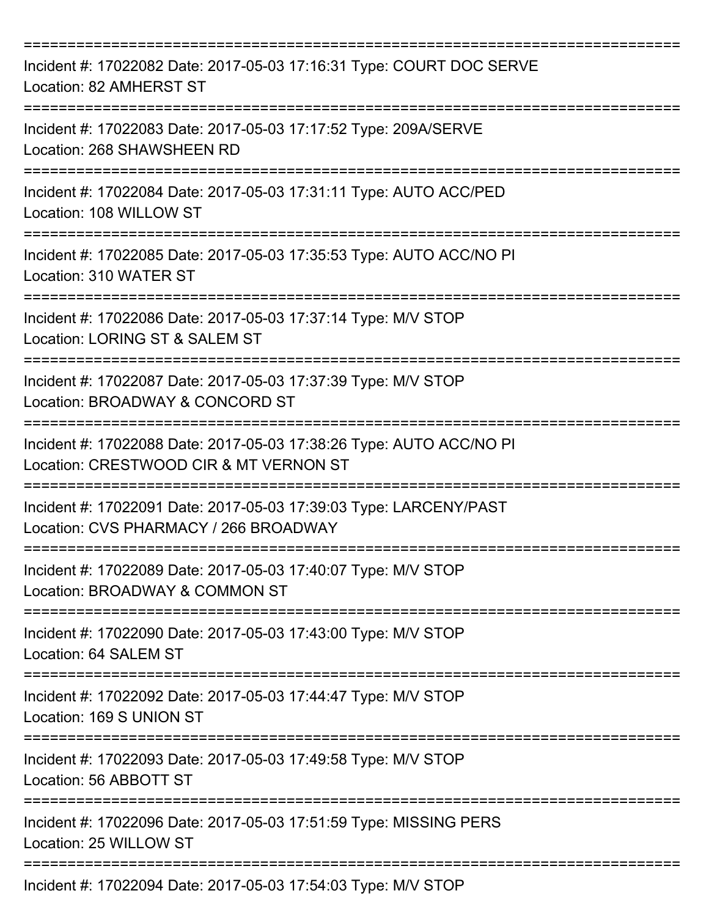===========================================================================

Incident #: 17022082 Date: 2017-05-03 17:16:31 Type: COURT DOC SERVE
Location: 82 AMHERST ST

===========================================================================

Incident #: 17022083 Date: 2017-05-03 17:17:52 Type: 209A/SERVE
Location: 268 SHAWSHEEN RD

===========================================================================

Incident #: 17022084 Date: 2017-05-03 17:31:11 Type: AUTO ACC/PED
Location: 108 WILLOW ST

===========================================================================

Incident #: 17022085 Date: 2017-05-03 17:35:53 Type: AUTO ACC/NO PI
Location: 310 WATER ST

===========================================================================

Incident #: 17022086 Date: 2017-05-03 17:37:14 Type: M/V STOP
Location: LORING ST & SALEM ST

===========================================================================

Incident #: 17022087 Date: 2017-05-03 17:37:39 Type: M/V STOP
Location: BROADWAY & CONCORD ST

===========================================================================

Incident #: 17022088 Date: 2017-05-03 17:38:26 Type: AUTO ACC/NO PI
Location: CRESTWOOD CIR & MT VERNON ST

===========================================================================

Incident #: 17022091 Date: 2017-05-03 17:39:03 Type: LARCENY/PAST
Location: CVS PHARMACY / 266 BROADWAY

===========================================================================

Incident #: 17022089 Date: 2017-05-03 17:40:07 Type: M/V STOP
Location: BROADWAY & COMMON ST

===========================================================================

Incident #: 17022090 Date: 2017-05-03 17:43:00 Type: M/V STOP
Location: 64 SALEM ST

===========================================================================

Incident #: 17022092 Date: 2017-05-03 17:44:47 Type: M/V STOP
Location: 169 S UNION ST

===========================================================================

Incident #: 17022093 Date: 2017-05-03 17:49:58 Type: M/V STOP
Location: 56 ABBOTT ST

===========================================================================

Incident #: 17022096 Date: 2017-05-03 17:51:59 Type: MISSING PERS
Location: 25 WILLOW ST

===========================================================================

Incident #: 17022094 Date: 2017-05-03 17:54:03 Type: M/V STOP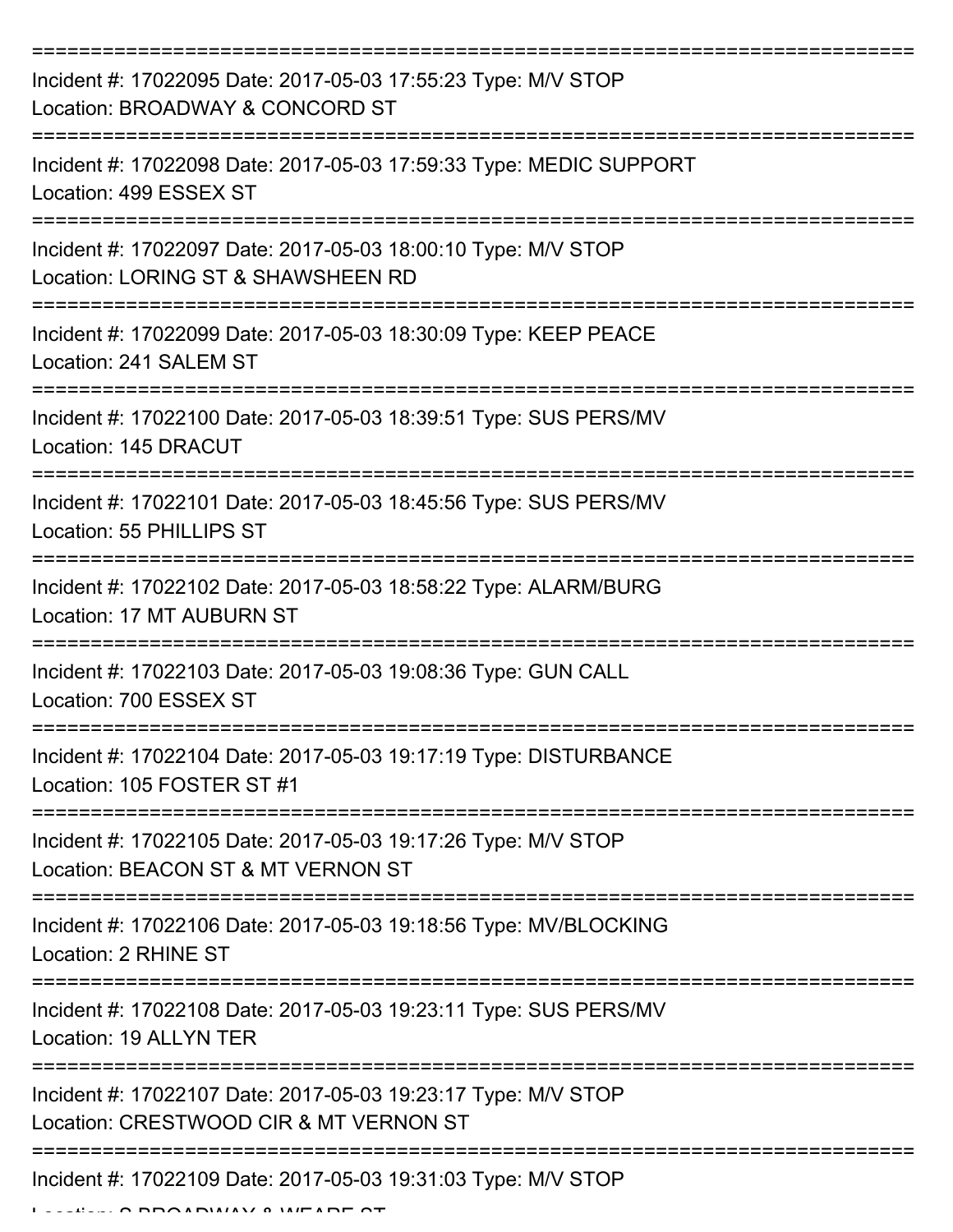===========================================================================

Incident #: 17022095 Date: 2017-05-03 17:55:23 Type: M/V STOP
Location: BROADWAY & CONCORD ST

===========================================================================

Incident #: 17022098 Date: 2017-05-03 17:59:33 Type: MEDIC SUPPORT
Location: 499 ESSEX ST

===========================================================================

Incident #: 17022097 Date: 2017-05-03 18:00:10 Type: M/V STOP
Location: LORING ST & SHAWSHEEN RD

===========================================================================

Incident #: 17022099 Date: 2017-05-03 18:30:09 Type: KEEP PEACE
Location: 241 SALEM ST

===========================================================================

Incident #: 17022100 Date: 2017-05-03 18:39:51 Type: SUS PERS/MV
Location: 145 DRACUT

===========================================================================

Incident #: 17022101 Date: 2017-05-03 18:45:56 Type: SUS PERS/MV
Location: 55 PHILLIPS ST

===========================================================================

Incident #: 17022102 Date: 2017-05-03 18:58:22 Type: ALARM/BURG
Location: 17 MT AUBURN ST

===========================================================================

Incident #: 17022103 Date: 2017-05-03 19:08:36 Type: GUN CALL
Location: 700 ESSEX ST

===========================================================================

Incident #: 17022104 Date: 2017-05-03 19:17:19 Type: DISTURBANCE
Location: 105 FOSTER ST #1

===========================================================================

Incident #: 17022105 Date: 2017-05-03 19:17:26 Type: M/V STOP
Location: BEACON ST & MT VERNON ST

===========================================================================

Incident #: 17022106 Date: 2017-05-03 19:18:56 Type: MV/BLOCKING
Location: 2 RHINE ST

===========================================================================

Incident #: 17022108 Date: 2017-05-03 19:23:11 Type: SUS PERS/MV
Location: 19 ALLYN TER

===========================================================================

Incident #: 17022107 Date: 2017-05-03 19:23:17 Type: M/V STOP
Location: CRESTWOOD CIR & MT VERNON ST

===========================================================================

Incident #: 17022109 Date: 2017-05-03 19:31:03 Type: M/V STOP
Location: S BROADWAY & WEARE ST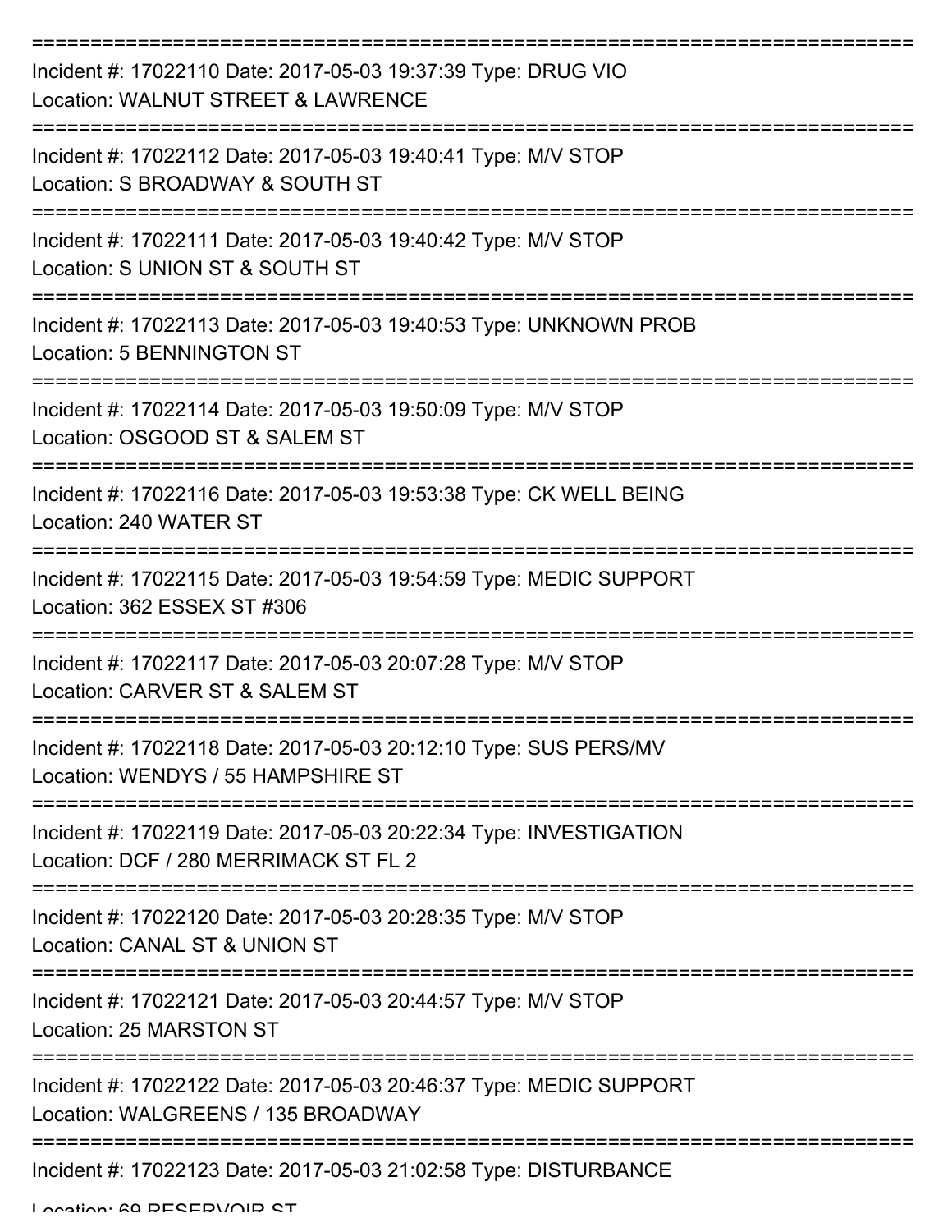===========================================================================
Incident #: 17022110 Date: 2017-05-03 19:37:39 Type: DRUG VIO
Location: WALNUT STREET & LAWRENCE
===========================================================================
Incident #: 17022112 Date: 2017-05-03 19:40:41 Type: M/V STOP
Location: S BROADWAY & SOUTH ST
===========================================================================
Incident #: 17022111 Date: 2017-05-03 19:40:42 Type: M/V STOP
Location: S UNION ST & SOUTH ST
===========================================================================
Incident #: 17022113 Date: 2017-05-03 19:40:53 Type: UNKNOWN PROB
Location: 5 BENNINGTON ST
===========================================================================
Incident #: 17022114 Date: 2017-05-03 19:50:09 Type: M/V STOP
Location: OSGOOD ST & SALEM ST
===========================================================================
Incident #: 17022116 Date: 2017-05-03 19:53:38 Type: CK WELL BEING
Location: 240 WATER ST
===========================================================================
Incident #: 17022115 Date: 2017-05-03 19:54:59 Type: MEDIC SUPPORT
Location: 362 ESSEX ST #306
===========================================================================
Incident #: 17022117 Date: 2017-05-03 20:07:28 Type: M/V STOP
Location: CARVER ST & SALEM ST
===========================================================================
Incident #: 17022118 Date: 2017-05-03 20:12:10 Type: SUS PERS/MV
Location: WENDYS / 55 HAMPSHIRE ST
===========================================================================
Incident #: 17022119 Date: 2017-05-03 20:22:34 Type: INVESTIGATION
Location: DCF / 280 MERRIMACK ST FL 2
===========================================================================
Incident #: 17022120 Date: 2017-05-03 20:28:35 Type: M/V STOP
Location: CANAL ST & UNION ST
===========================================================================
Incident #: 17022121 Date: 2017-05-03 20:44:57 Type: M/V STOP
Location: 25 MARSTON ST
===========================================================================
Incident #: 17022122 Date: 2017-05-03 20:46:37 Type: MEDIC SUPPORT
Location: WALGREENS / 135 BROADWAY
===========================================================================
Incident #: 17022123 Date: 2017-05-03 21:02:58 Type: DISTURBANCE
Location: 69 RESERVOIR ST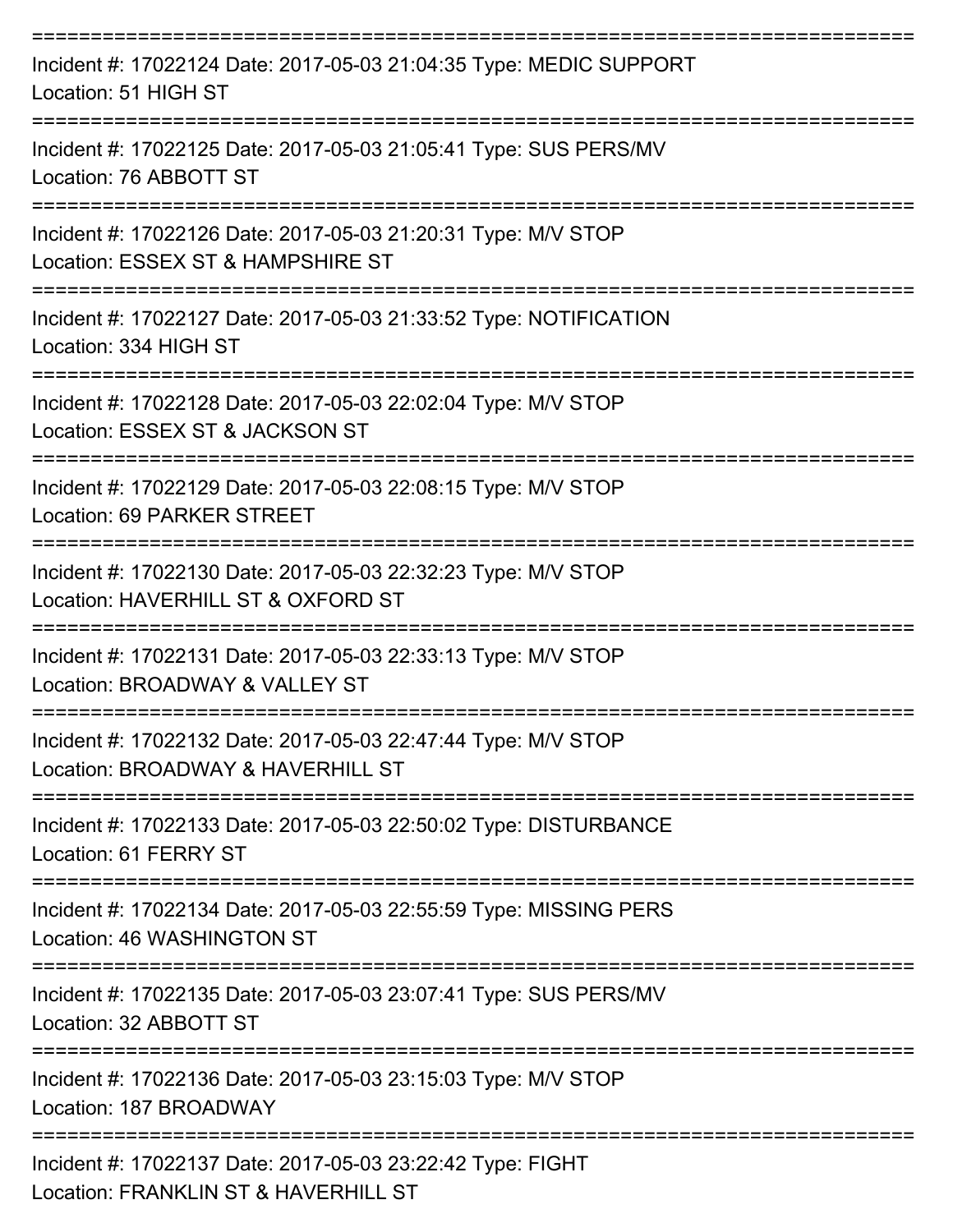===========================================================================

Incident #: 17022124 Date: 2017-05-03 21:04:35 Type: MEDIC SUPPORT
Location: 51 HIGH ST

===========================================================================

Incident #: 17022125 Date: 2017-05-03 21:05:41 Type: SUS PERS/MV
Location: 76 ABBOTT ST

===========================================================================

Incident #: 17022126 Date: 2017-05-03 21:20:31 Type: M/V STOP
Location: ESSEX ST & HAMPSHIRE ST

===========================================================================

Incident #: 17022127 Date: 2017-05-03 21:33:52 Type: NOTIFICATION
Location: 334 HIGH ST

===========================================================================

Incident #: 17022128 Date: 2017-05-03 22:02:04 Type: M/V STOP
Location: ESSEX ST & JACKSON ST

===========================================================================

Incident #: 17022129 Date: 2017-05-03 22:08:15 Type: M/V STOP
Location: 69 PARKER STREET

===========================================================================

Incident #: 17022130 Date: 2017-05-03 22:32:23 Type: M/V STOP
Location: HAVERHILL ST & OXFORD ST

===========================================================================

Incident #: 17022131 Date: 2017-05-03 22:33:13 Type: M/V STOP
Location: BROADWAY & VALLEY ST

===========================================================================

Incident #: 17022132 Date: 2017-05-03 22:47:44 Type: M/V STOP
Location: BROADWAY & HAVERHILL ST

===========================================================================

Incident #: 17022133 Date: 2017-05-03 22:50:02 Type: DISTURBANCE
Location: 61 FERRY ST

===========================================================================

Incident #: 17022134 Date: 2017-05-03 22:55:59 Type: MISSING PERS
Location: 46 WASHINGTON ST

===========================================================================

Incident #: 17022135 Date: 2017-05-03 23:07:41 Type: SUS PERS/MV
Location: 32 ABBOTT ST

===========================================================================

Incident #: 17022136 Date: 2017-05-03 23:15:03 Type: M/V STOP
Location: 187 BROADWAY

===========================================================================

Incident #: 17022137 Date: 2017-05-03 23:22:42 Type: FIGHT
Location: FRANKLIN ST & HAVERHILL ST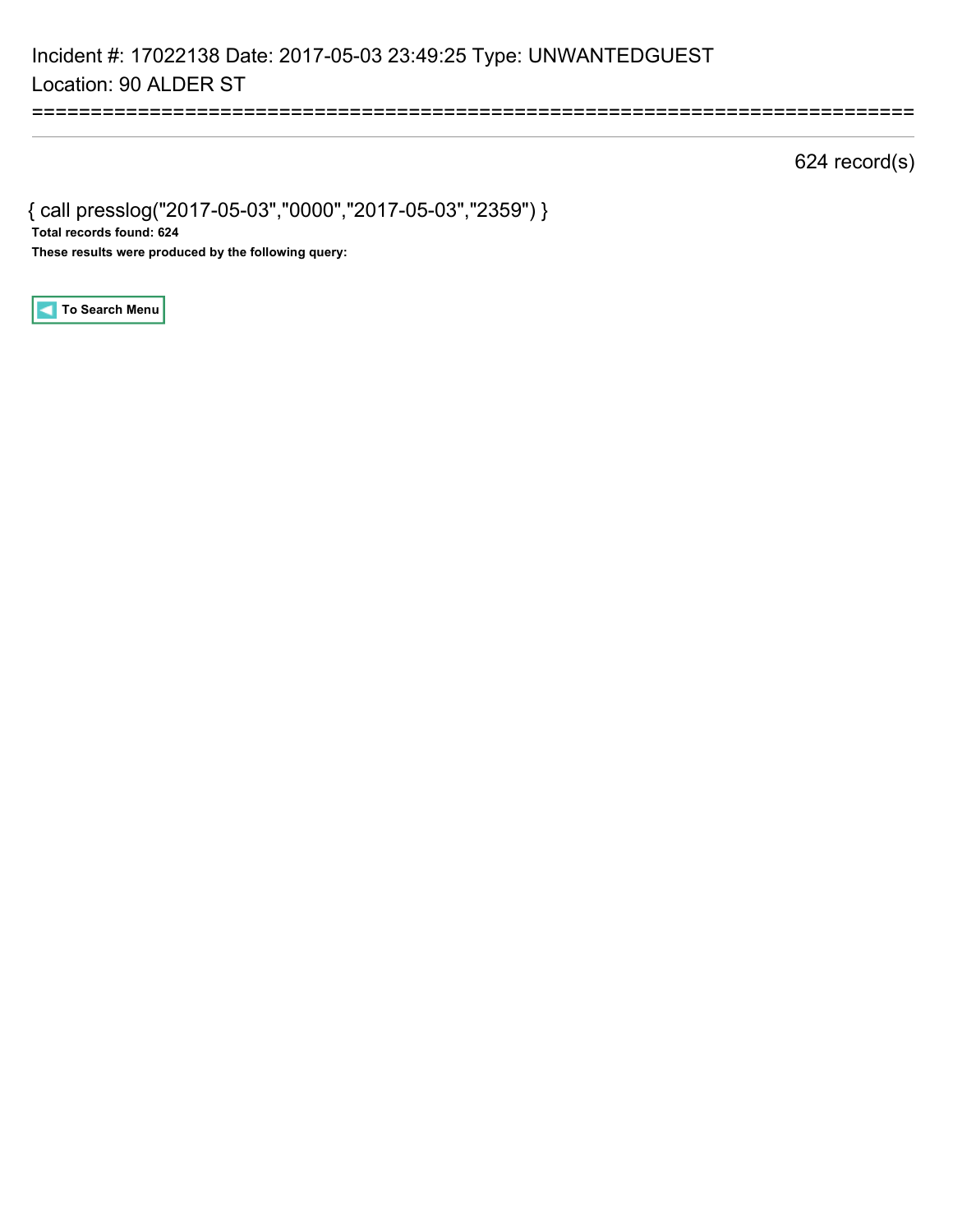Incident #: 17022138 Date: 2017-05-03 23:49:25 Type: UNWANTEDGUEST
Location: 90 ALDER ST
===========================================================================

---

624 record(s)

{ call presslog("2017-05-03","0000","2017-05-03","2359") }

**Total records found: 624**

**These results were produced by the following query:**

**To Search Menu**